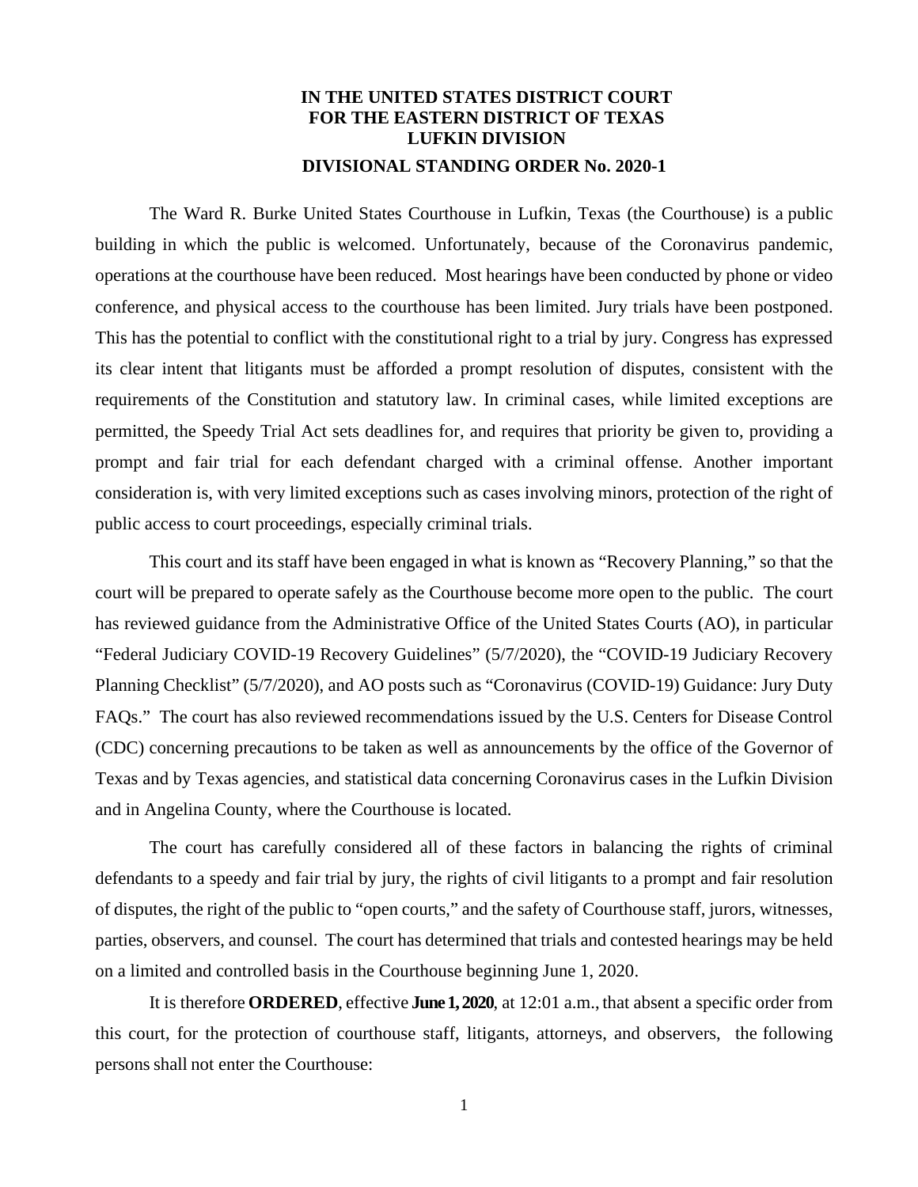**IN THE UNITED STATES DISTRICT COURT**
**FOR THE EASTERN DISTRICT OF TEXAS**
**LUFKIN DIVISION**

**DIVISIONAL STANDING ORDER No. 2020-1**

The Ward R. Burke United States Courthouse in Lufkin, Texas (the Courthouse) is a public building in which the public is welcomed. Unfortunately, because of the Coronavirus pandemic, operations at the courthouse have been reduced. Most hearings have been conducted by phone or video conference, and physical access to the courthouse has been limited. Jury trials have been postponed. This has the potential to conflict with the constitutional right to a trial by jury. Congress has expressed its clear intent that litigants must be afforded a prompt resolution of disputes, consistent with the requirements of the Constitution and statutory law. In criminal cases, while limited exceptions are permitted, the Speedy Trial Act sets deadlines for, and requires that priority be given to, providing a prompt and fair trial for each defendant charged with a criminal offense. Another important consideration is, with very limited exceptions such as cases involving minors, protection of the right of public access to court proceedings, especially criminal trials.

This court and its staff have been engaged in what is known as "Recovery Planning," so that the court will be prepared to operate safely as the Courthouse become more open to the public. The court has reviewed guidance from the Administrative Office of the United States Courts (AO), in particular "Federal Judiciary COVID-19 Recovery Guidelines" (5/7/2020), the "COVID-19 Judiciary Recovery Planning Checklist" (5/7/2020), and AO posts such as "Coronavirus (COVID-19) Guidance: Jury Duty FAQs." The court has also reviewed recommendations issued by the U.S. Centers for Disease Control (CDC) concerning precautions to be taken as well as announcements by the office of the Governor of Texas and by Texas agencies, and statistical data concerning Coronavirus cases in the Lufkin Division and in Angelina County, where the Courthouse is located.

The court has carefully considered all of these factors in balancing the rights of criminal defendants to a speedy and fair trial by jury, the rights of civil litigants to a prompt and fair resolution of disputes, the right of the public to "open courts," and the safety of Courthouse staff, jurors, witnesses, parties, observers, and counsel. The court has determined that trials and contested hearings may be held on a limited and controlled basis in the Courthouse beginning June 1, 2020.

It is therefore **ORDERED**, effective **June 1, 2020**, at 12:01 a.m., that absent a specific order from this court, for the protection of courthouse staff, litigants, attorneys, and observers, the following persons shall not enter the Courthouse: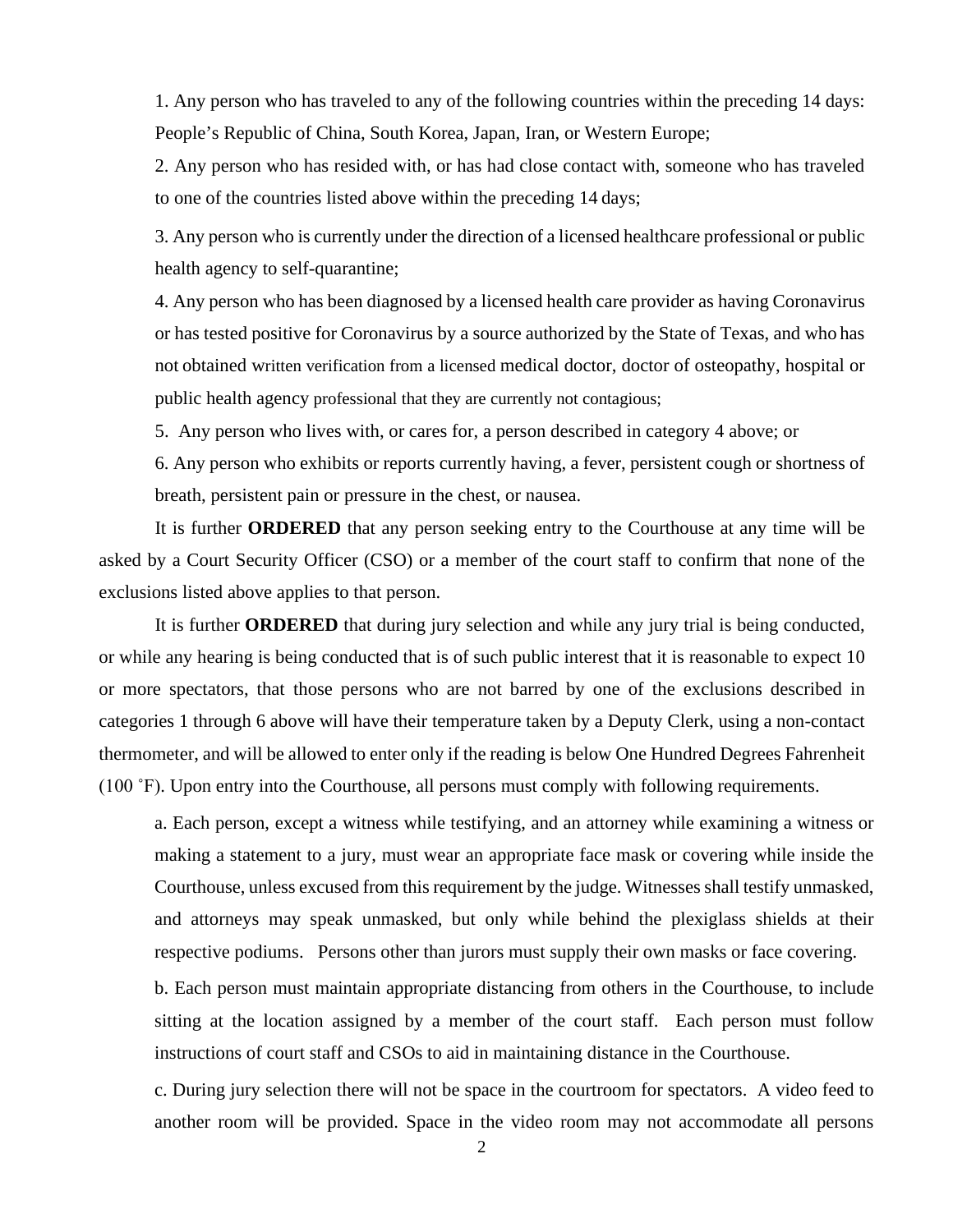1. Any person who has traveled to any of the following countries within the preceding 14 days: People's Republic of China, South Korea, Japan, Iran, or Western Europe;

2. Any person who has resided with, or has had close contact with, someone who has traveled to one of the countries listed above within the preceding 14 days;

3. Any person who is currently under the direction of a licensed healthcare professional or public health agency to self-quarantine;

4. Any person who has been diagnosed by a licensed health care provider as having Coronavirus or has tested positive for Coronavirus by a source authorized by the State of Texas, and who has not obtained written verification from a licensed medical doctor, doctor of osteopathy, hospital or public health agency professional that they are currently not contagious;

5. Any person who lives with, or cares for, a person described in category 4 above; or

6. Any person who exhibits or reports currently having, a fever, persistent cough or shortness of breath, persistent pain or pressure in the chest, or nausea.

It is further **ORDERED** that any person seeking entry to the Courthouse at any time will be asked by a Court Security Officer (CSO) or a member of the court staff to confirm that none of the exclusions listed above applies to that person.

It is further **ORDERED** that during jury selection and while any jury trial is being conducted, or while any hearing is being conducted that is of such public interest that it is reasonable to expect 10 or more spectators, that those persons who are not barred by one of the exclusions described in categories 1 through 6 above will have their temperature taken by a Deputy Clerk, using a non-contact thermometer, and will be allowed to enter only if the reading is below One Hundred Degrees Fahrenheit (100 ˚F). Upon entry into the Courthouse, all persons must comply with following requirements.

a. Each person, except a witness while testifying, and an attorney while examining a witness or making a statement to a jury, must wear an appropriate face mask or covering while inside the Courthouse, unless excused from this requirement by the judge. Witnesses shall testify unmasked, and attorneys may speak unmasked, but only while behind the plexiglass shields at their respective podiums. Persons other than jurors must supply their own masks or face covering.

b. Each person must maintain appropriate distancing from others in the Courthouse, to include sitting at the location assigned by a member of the court staff. Each person must follow instructions of court staff and CSOs to aid in maintaining distance in the Courthouse.

c. During jury selection there will not be space in the courtroom for spectators. A video feed to another room will be provided. Space in the video room may not accommodate all persons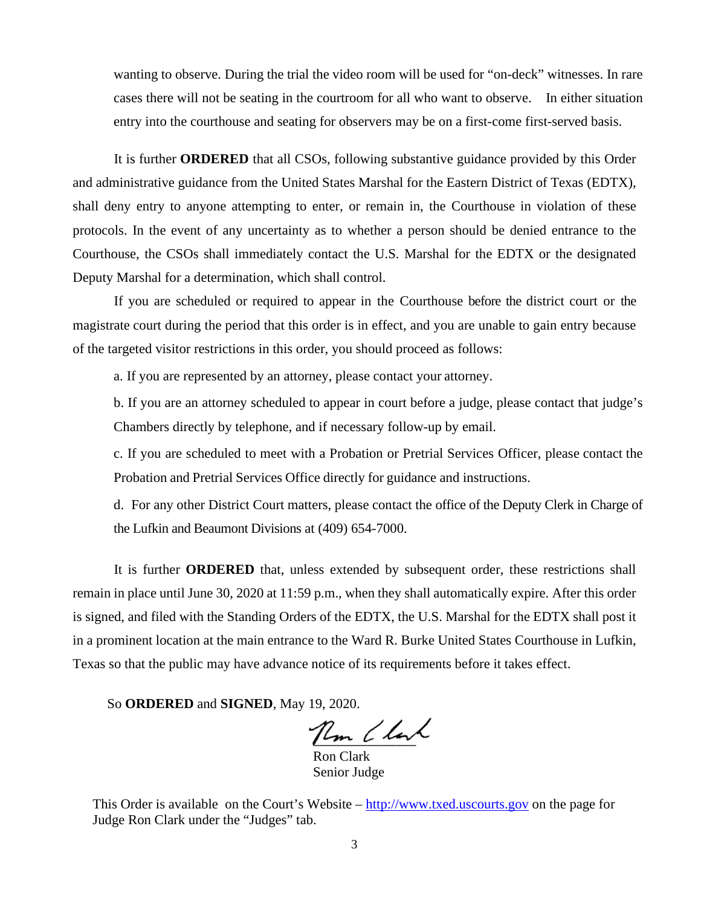wanting to observe. During the trial the video room will be used for "on-deck" witnesses. In rare cases there will not be seating in the courtroom for all who want to observe. In either situation entry into the courthouse and seating for observers may be on a first-come first-served basis.

It is further **ORDERED** that all CSOs, following substantive guidance provided by this Order and administrative guidance from the United States Marshal for the Eastern District of Texas (EDTX), shall deny entry to anyone attempting to enter, or remain in, the Courthouse in violation of these protocols. In the event of any uncertainty as to whether a person should be denied entrance to the Courthouse, the CSOs shall immediately contact the U.S. Marshal for the EDTX or the designated Deputy Marshal for a determination, which shall control.

If you are scheduled or required to appear in the Courthouse before the district court or the magistrate court during the period that this order is in effect, and you are unable to gain entry because of the targeted visitor restrictions in this order, you should proceed as follows:

a. If you are represented by an attorney, please contact your attorney.

b. If you are an attorney scheduled to appear in court before a judge, please contact that judge's Chambers directly by telephone, and if necessary follow-up by email.

c. If you are scheduled to meet with a Probation or Pretrial Services Officer, please contact the Probation and Pretrial Services Office directly for guidance and instructions.

d. For any other District Court matters, please contact the office of the Deputy Clerk in Charge of the Lufkin and Beaumont Divisions at (409) 654-7000.

It is further **ORDERED** that, unless extended by subsequent order, these restrictions shall remain in place until June 30, 2020 at 11:59 p.m., when they shall automatically expire. After this order is signed, and filed with the Standing Orders of the EDTX, the U.S. Marshal for the EDTX shall post it in a prominent location at the main entrance to the Ward R. Burke United States Courthouse in Lufkin, Texas so that the public may have advance notice of its requirements before it takes effect.

So **ORDERED** and **SIGNED**, May 19, 2020.

Ron Clark
Senior Judge

This Order is available on the Court's Website – http://www.txed.uscourts.gov on the page for Judge Ron Clark under the "Judges" tab.